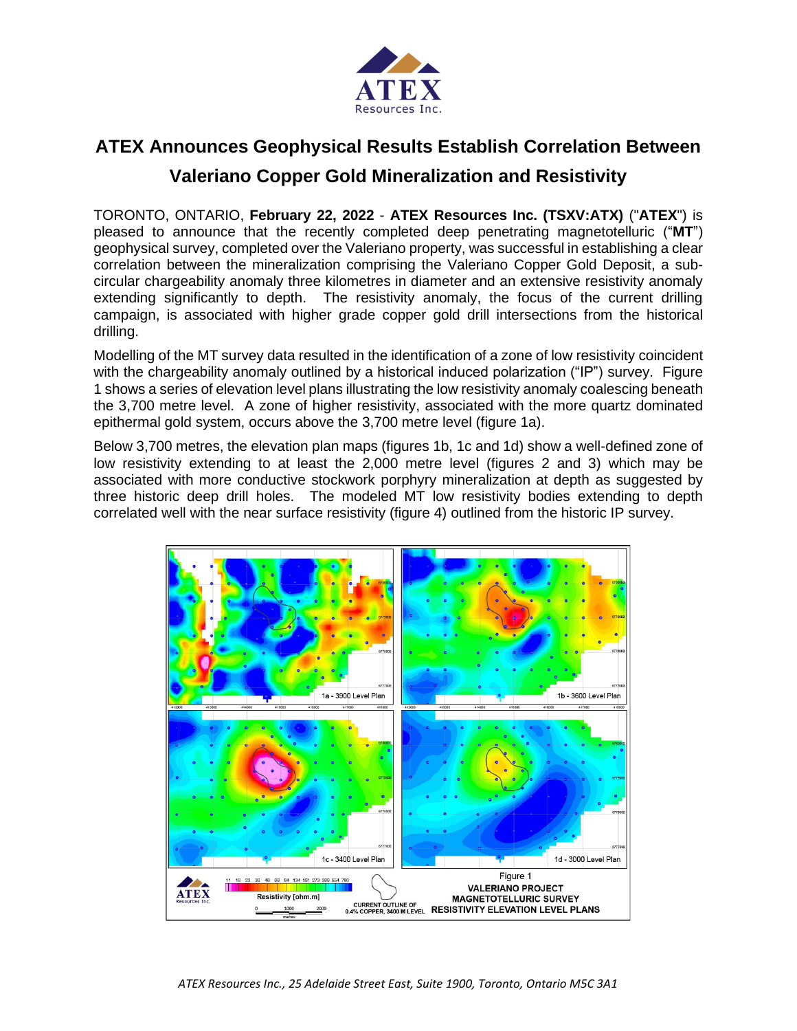# ATEX Announces Geophysical Results Establish Correlation Between Valeriano Copper Gold Mineralization and Resistivity

TORONTO, ONTARIO, **February 22, 2022** - **ATEX Resources Inc. (TSXV:ATX)** ("**ATEX**") is pleased to announce that the recently completed deep penetrating magnetotelluric ("**MT**") geophysical survey, completed over the Valeriano property, was successful in establishing a clear correlation between the mineralization comprising the Valeriano Copper Gold Deposit, a sub-circular chargeability anomaly three kilometres in diameter and an extensive resistivity anomaly extending significantly to depth. The resistivity anomaly, the focus of the current drilling campaign, is associated with higher grade copper gold drill intersections from the historical drilling.

Modelling of the MT survey data resulted in the identification of a zone of low resistivity coincident with the chargeability anomaly outlined by a historical induced polarization ("IP") survey. Figure 1 shows a series of elevation level plans illustrating the low resistivity anomaly coalescing beneath the 3,700 metre level. A zone of higher resistivity, associated with the more quartz dominated epithermal gold system, occurs above the 3,700 metre level (figure 1a).

Below 3,700 metres, the elevation plan maps (figures 1b, 1c and 1d) show a well-defined zone of low resistivity extending to at least the 2,000 metre level (figures 2 and 3) which may be associated with more conductive stockwork porphyry mineralization at depth as suggested by three historic deep drill holes. The modeled MT low resistivity bodies extending to depth correlated well with the near surface resistivity (figure 4) outlined from the historic IP survey.

Figure 1
VALERIANO PROJECT
MAGNETOTELLURIC SURVEY
RESISTIVITY ELEVATION LEVEL PLANS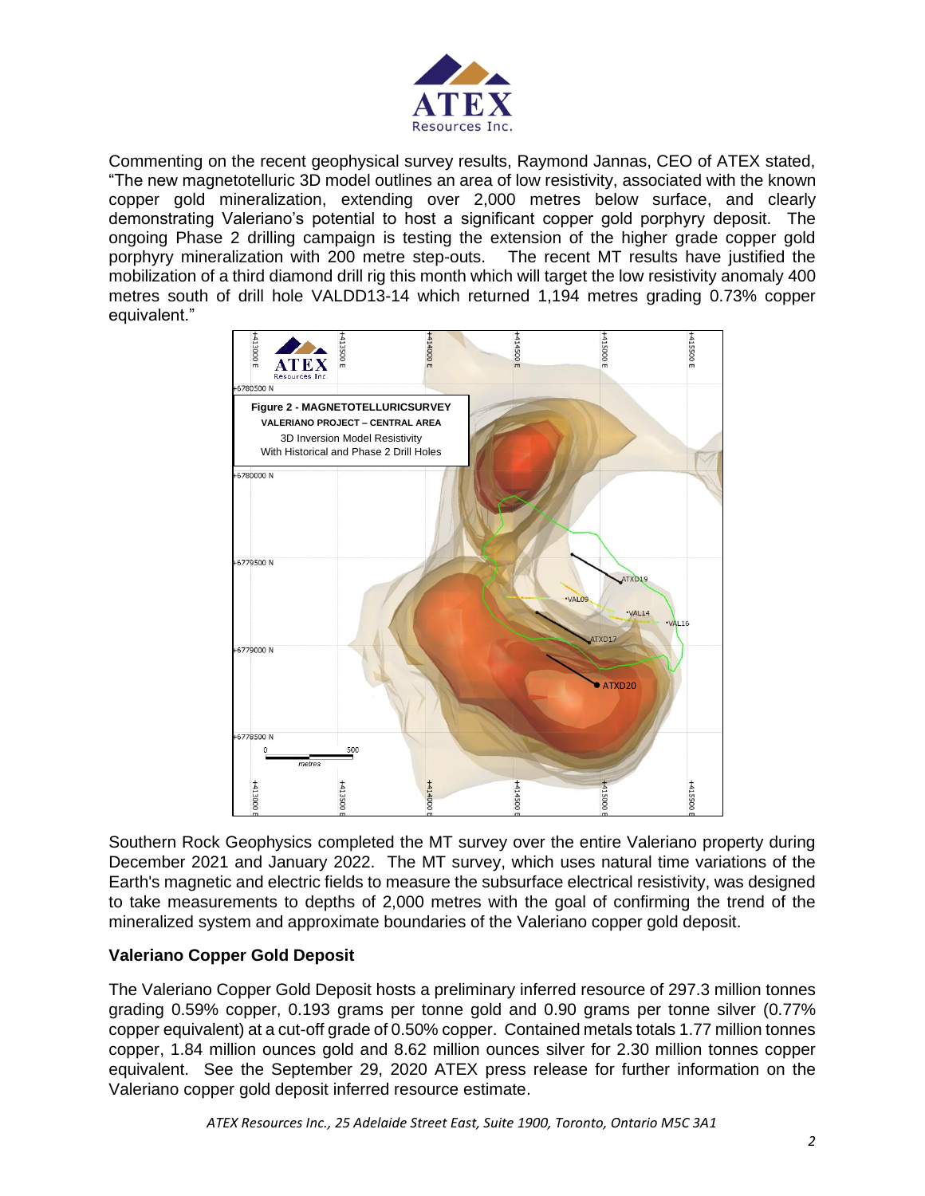Commenting on the recent geophysical survey results, Raymond Jannas, CEO of ATEX stated, "The new magnetotelluric 3D model outlines an area of low resistivity, associated with the known copper gold mineralization, extending over 2,000 metres below surface, and clearly demonstrating Valeriano's potential to host a significant copper gold porphyry deposit. The ongoing Phase 2 drilling campaign is testing the extension of the higher grade copper gold porphyry mineralization with 200 metre step-outs. The recent MT results have justified the mobilization of a third diamond drill rig this month which will target the low resistivity anomaly 400 metres south of drill hole VALDD13-14 which returned 1,194 metres grading 0.73% copper equivalent."

**Figure 2 - MAGNETOTELLURICSURVEY**
**VALERIANO PROJECT – CENTRAL AREA**
3D Inversion Model Resistivity
With Historical and Phase 2 Drill Holes

Southern Rock Geophysics completed the MT survey over the entire Valeriano property during December 2021 and January 2022. The MT survey, which uses natural time variations of the Earth's magnetic and electric fields to measure the subsurface electrical resistivity, was designed to take measurements to depths of 2,000 metres with the goal of confirming the trend of the mineralized system and approximate boundaries of the Valeriano copper gold deposit.

### Valeriano Copper Gold Deposit

The Valeriano Copper Gold Deposit hosts a preliminary inferred resource of 297.3 million tonnes grading 0.59% copper, 0.193 grams per tonne gold and 0.90 grams per tonne silver (0.77% copper equivalent) at a cut-off grade of 0.50% copper. Contained metals totals 1.77 million tonnes copper, 1.84 million ounces gold and 8.62 million ounces silver for 2.30 million tonnes copper equivalent. See the September 29, 2020 ATEX press release for further information on the Valeriano copper gold deposit inferred resource estimate.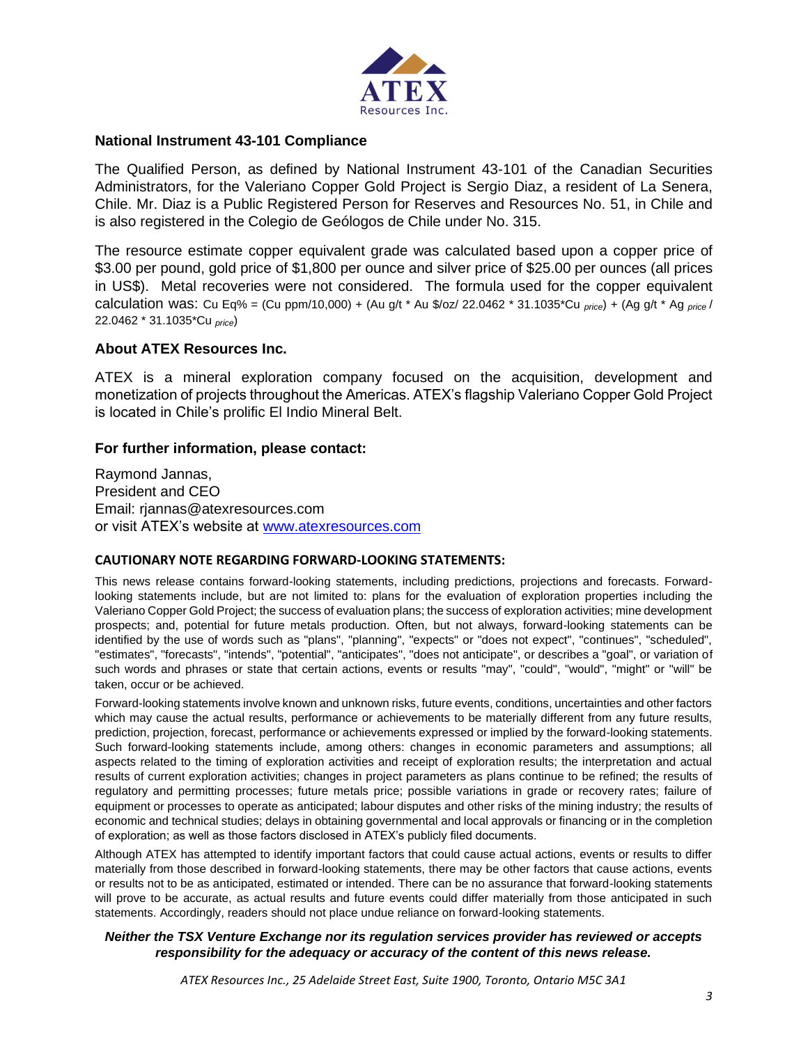## National Instrument 43-101 Compliance

The Qualified Person, as defined by National Instrument 43-101 of the Canadian Securities Administrators, for the Valeriano Copper Gold Project is Sergio Diaz, a resident of La Senera, Chile. Mr. Diaz is a Public Registered Person for Reserves and Resources No. 51, in Chile and is also registered in the Colegio de Geólogos de Chile under No. 315.

The resource estimate copper equivalent grade was calculated based upon a copper price of $3.00 per pound, gold price of $1,800 per ounce and silver price of $25.00 per ounces (all prices in US$). Metal recoveries were not considered. The formula used for the copper equivalent calculation was: Cu Eq% = (Cu ppm/10,000) + (Au g/t * Au $/oz/ 22.0462 * 31.1035*Cu $_{price}$) + (Ag g/t * Ag $_{price}$ / 22.0462 * 31.1035*Cu $_{price}$)

## About ATEX Resources Inc.

ATEX is a mineral exploration company focused on the acquisition, development and monetization of projects throughout the Americas. ATEX's flagship Valeriano Copper Gold Project is located in Chile's prolific El Indio Mineral Belt.

## For further information, please contact:

Raymond Jannas,
President and CEO
Email: rjannas@atexresources.com
or visit ATEX's website at [www.atexresources.com](http://www.atexresources.com)

### CAUTIONARY NOTE REGARDING FORWARD-LOOKING STATEMENTS:

This news release contains forward-looking statements, including predictions, projections and forecasts. Forward-looking statements include, but are not limited to: plans for the evaluation of exploration properties including the Valeriano Copper Gold Project; the success of evaluation plans; the success of exploration activities; mine development prospects; and, potential for future metals production. Often, but not always, forward-looking statements can be identified by the use of words such as "plans", "planning", "expects" or "does not expect", "continues", "scheduled", "estimates", "forecasts", "intends", "potential", "anticipates", "does not anticipate", or describes a "goal", or variation of such words and phrases or state that certain actions, events or results "may", "could", "would", "might" or "will" be taken, occur or be achieved.

Forward-looking statements involve known and unknown risks, future events, conditions, uncertainties and other factors which may cause the actual results, performance or achievements to be materially different from any future results, prediction, projection, forecast, performance or achievements expressed or implied by the forward-looking statements. Such forward-looking statements include, among others: changes in economic parameters and assumptions; all aspects related to the timing of exploration activities and receipt of exploration results; the interpretation and actual results of current exploration activities; changes in project parameters as plans continue to be refined; the results of regulatory and permitting processes; future metals price; possible variations in grade or recovery rates; failure of equipment or processes to operate as anticipated; labour disputes and other risks of the mining industry; the results of economic and technical studies; delays in obtaining governmental and local approvals or financing or in the completion of exploration; as well as those factors disclosed in ATEX's publicly filed documents.

Although ATEX has attempted to identify important factors that could cause actual actions, events or results to differ materially from those described in forward-looking statements, there may be other factors that cause actions, events or results not to be as anticipated, estimated or intended. There can be no assurance that forward-looking statements will prove to be accurate, as actual results and future events could differ materially from those anticipated in such statements. Accordingly, readers should not place undue reliance on forward-looking statements.

***Neither the TSX Venture Exchange nor its regulation services provider has reviewed or accepts responsibility for the adequacy or accuracy of the content of this news release.***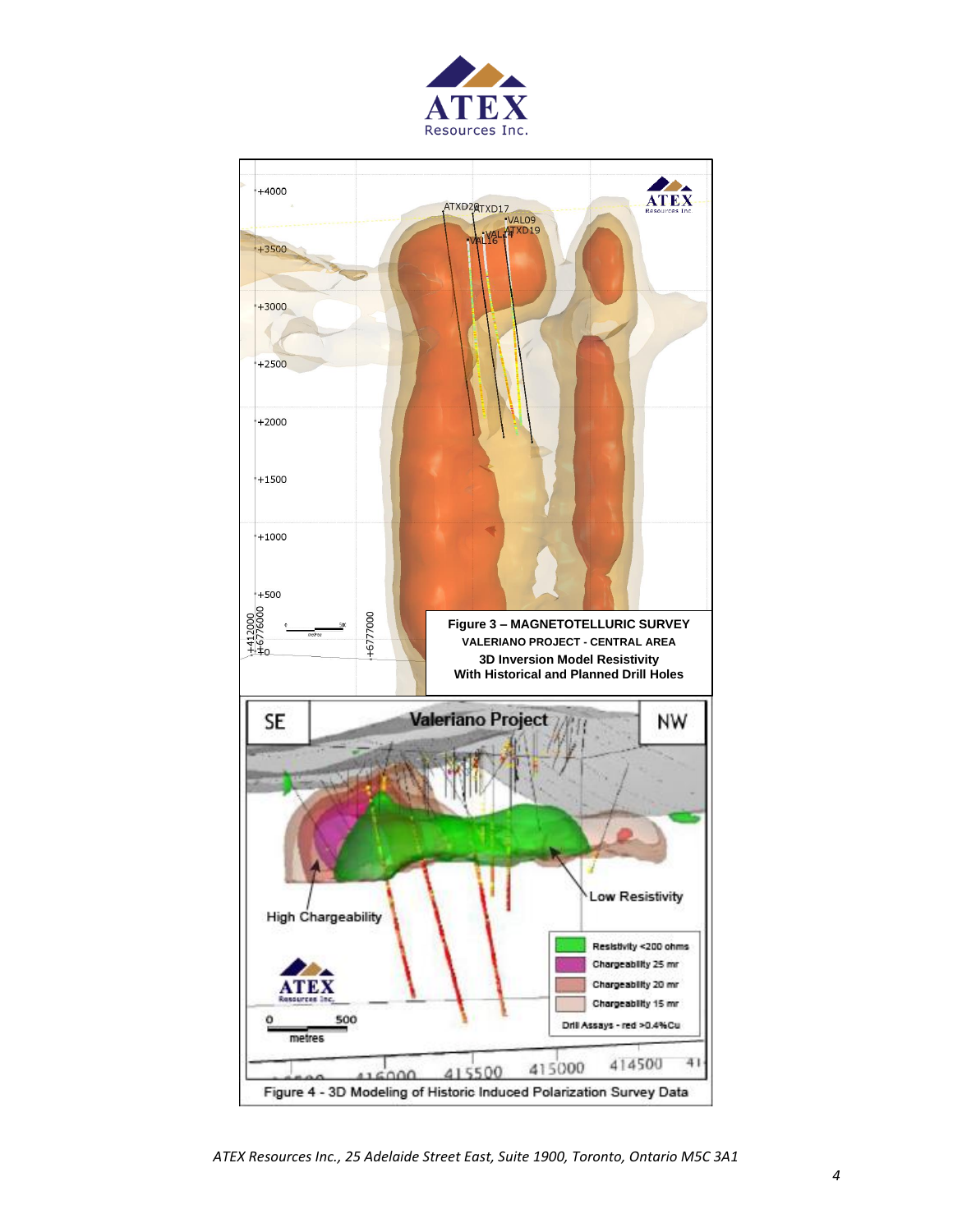**Figure 3 – MAGNETOTELLURIC SURVEY**
**VALERIANO PROJECT - CENTRAL AREA**
**3D Inversion Model Resistivity**
**With Historical and Planned Drill Holes**

Figure 4 - 3D Modeling of Historic Induced Polarization Survey Data

*ATEX Resources Inc., 25 Adelaide Street East, Suite 1900, Toronto, Ontario M5C 3A1*